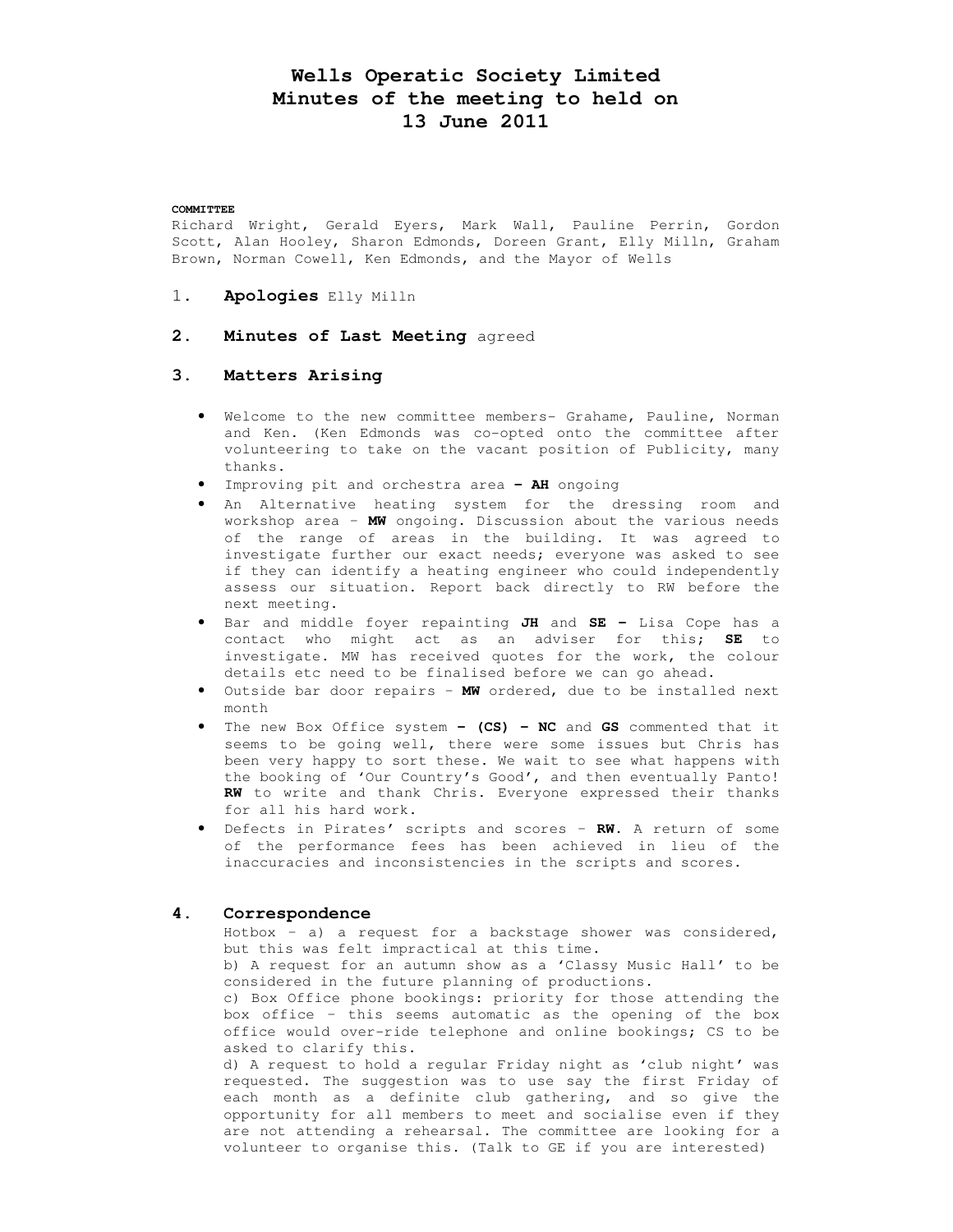# Wells Operatic Society Limited
# Minutes of the meeting to held on
# 13 June 2011

**COMMITTEE**

Richard Wright, Gerald Eyers, Mark Wall, Pauline Perrin, Gordon Scott, Alan Hooley, Sharon Edmonds, Doreen Grant, Elly Milln, Graham Brown, Norman Cowell, Ken Edmonds, and the Mayor of Wells

1. **Apologies** Elly Milln

2. **Minutes of Last Meeting** agreed

3. **Matters Arising**

- Welcome to the new committee members- Grahame, Pauline, Norman and Ken. (Ken Edmonds was co-opted onto the committee after volunteering to take on the vacant position of Publicity, many thanks.
- Improving pit and orchestra area **– AH** ongoing
- An Alternative heating system for the dressing room and workshop area – **MW** ongoing. Discussion about the various needs of the range of areas in the building. It was agreed to investigate further our exact needs; everyone was asked to see if they can identify a heating engineer who could independently assess our situation. Report back directly to RW before the next meeting.
- Bar and middle foyer repainting **JH** and **SE –** Lisa Cope has a contact who might act as an adviser for this; **SE** to investigate. MW has received quotes for the work, the colour details etc need to be finalised before we can go ahead.
- Outside bar door repairs – **MW** ordered, due to be installed next month
- The new Box Office system **– (CS) – NC** and **GS** commented that it seems to be going well, there were some issues but Chris has been very happy to sort these. We wait to see what happens with the booking of 'Our Country's Good', and then eventually Panto! **RW** to write and thank Chris. Everyone expressed their thanks for all his hard work.
- Defects in Pirates' scripts and scores – **RW**. A return of some of the performance fees has been achieved in lieu of the inaccuracies and inconsistencies in the scripts and scores.

4. **Correspondence**

Hotbox – a) a request for a backstage shower was considered, but this was felt impractical at this time.
b) A request for an autumn show as a 'Classy Music Hall' to be considered in the future planning of productions.
c) Box Office phone bookings: priority for those attending the box office – this seems automatic as the opening of the box office would over-ride telephone and online bookings; CS to be asked to clarify this.
d) A request to hold a regular Friday night as 'club night' was requested. The suggestion was to use say the first Friday of each month as a definite club gathering, and so give the opportunity for all members to meet and socialise even if they are not attending a rehearsal. The committee are looking for a volunteer to organise this. (Talk to GE if you are interested)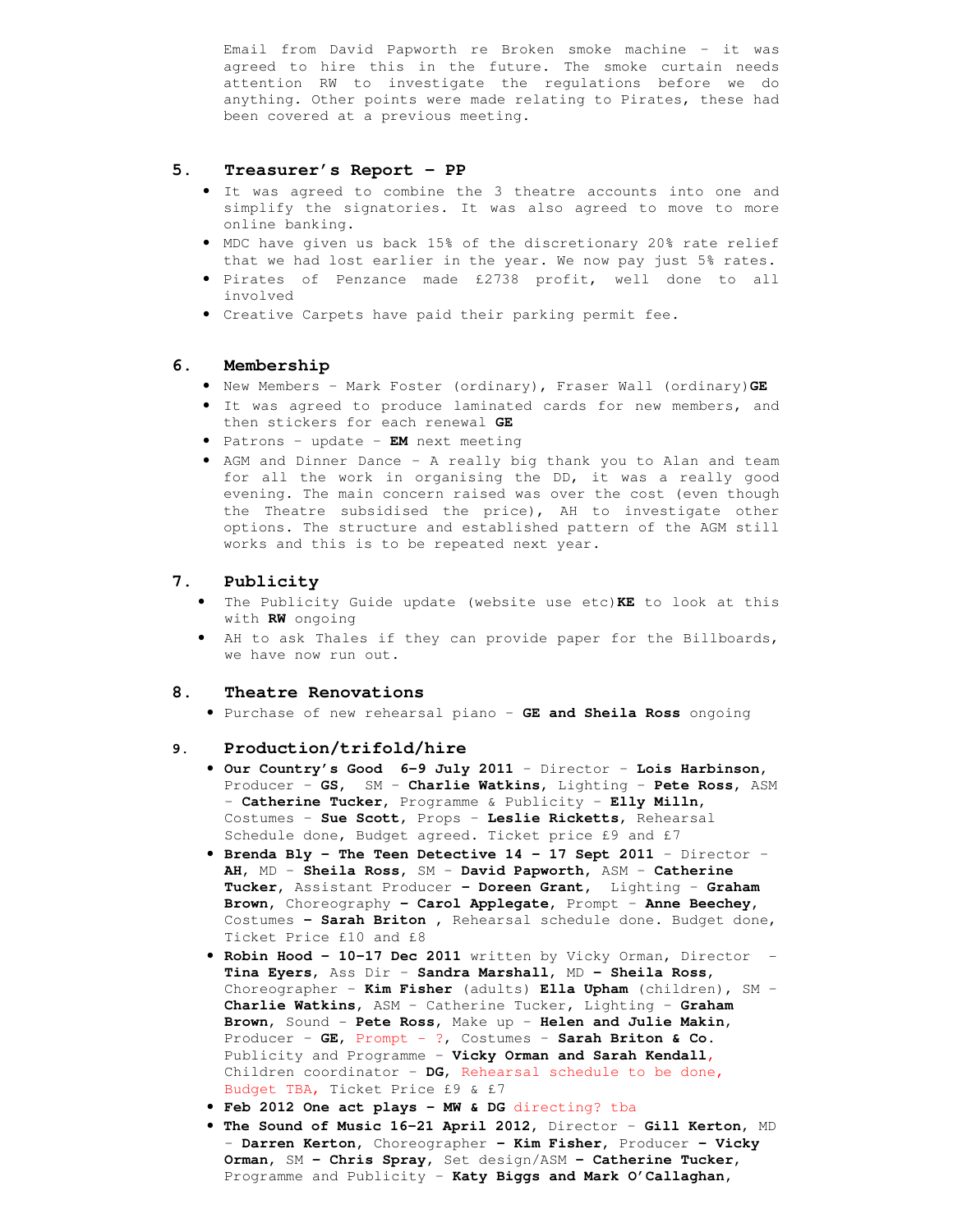Email from David Papworth re Broken smoke machine – it was agreed to hire this in the future. The smoke curtain needs attention RW to investigate the regulations before we do anything. Other points were made relating to Pirates, these had been covered at a previous meeting.

## 5. Treasurer's Report – PP

- It was agreed to combine the 3 theatre accounts into one and simplify the signatories. It was also agreed to move to more online banking.
- MDC have given us back 15% of the discretionary 20% rate relief that we had lost earlier in the year. We now pay just 5% rates.
- Pirates of Penzance made £2738 profit, well done to all involved
- Creative Carpets have paid their parking permit fee.

## 6. Membership

- New Members – Mark Foster (ordinary), Fraser Wall (ordinary)**GE**
- It was agreed to produce laminated cards for new members, and then stickers for each renewal **GE**
- Patrons – update – **EM** next meeting
- AGM and Dinner Dance – A really big thank you to Alan and team for all the work in organising the DD, it was a really good evening. The main concern raised was over the cost (even though the Theatre subsidised the price), AH to investigate other options. The structure and established pattern of the AGM still works and this is to be repeated next year.

## 7. Publicity

- The Publicity Guide update (website use etc)**KE** to look at this with **RW** ongoing
- AH to ask Thales if they can provide paper for the Billboards, we have now run out.

## 8. Theatre Renovations

- Purchase of new rehearsal piano – **GE and Sheila Ross** ongoing

## 9. Production/trifold/hire

- **Our Country's Good 6-9 July 2011** – Director – **Lois Harbinson**, Producer – **GS**, SM – **Charlie Watkins**, Lighting – **Pete Ross**, ASM – **Catherine Tucker**, Programme & Publicity – **Elly Milln**, Costumes – **Sue Scott**, Props – **Leslie Ricketts**, Rehearsal Schedule done, Budget agreed. Ticket price £9 and £7
- **Brenda Bly – The Teen Detective 14 – 17 Sept 2011** – Director – **AH**, MD – **Sheila Ross**, SM – **David Papworth**, ASM – **Catherine Tucker**, Assistant Producer **– Doreen Grant**, Lighting – **Graham Brown**, Choreography **– Carol Applegate**, Prompt – **Anne Beechey**, Costumes **– Sarah Briton** , Rehearsal schedule done. Budget done, Ticket Price £10 and £8
- **Robin Hood – 10-17 Dec 2011** written by Vicky Orman, Director – **Tina Eyers**, Ass Dir – **Sandra Marshall**, MD **– Sheila Ross**, Choreographer – **Kim Fisher** (adults) **Ella Upham** (children), SM – **Charlie Watkins**, ASM – Catherine Tucker, Lighting – **Graham Brown**, Sound – **Pete Ross**, Make up – **Helen and Julie Makin**, Producer – **GE**, Prompt – ?, Costumes – **Sarah Briton & Co.** Publicity and Programme – **Vicky Orman and Sarah Kendall**, Children coordinator – **DG**, Rehearsal schedule to be done, Budget TBA, Ticket Price £9 & £7
- **Feb 2012 One act plays – MW & DG** directing? tba
- **The Sound of Music 16-21 April 2012**, Director – **Gill Kerton**, MD – **Darren Kerton**, Choreographer **– Kim Fisher**, Producer **– Vicky Orman**, SM **– Chris Spray**, Set design/ASM **– Catherine Tucker**, Programme and Publicity – **Katy Biggs and Mark O'Callaghan**,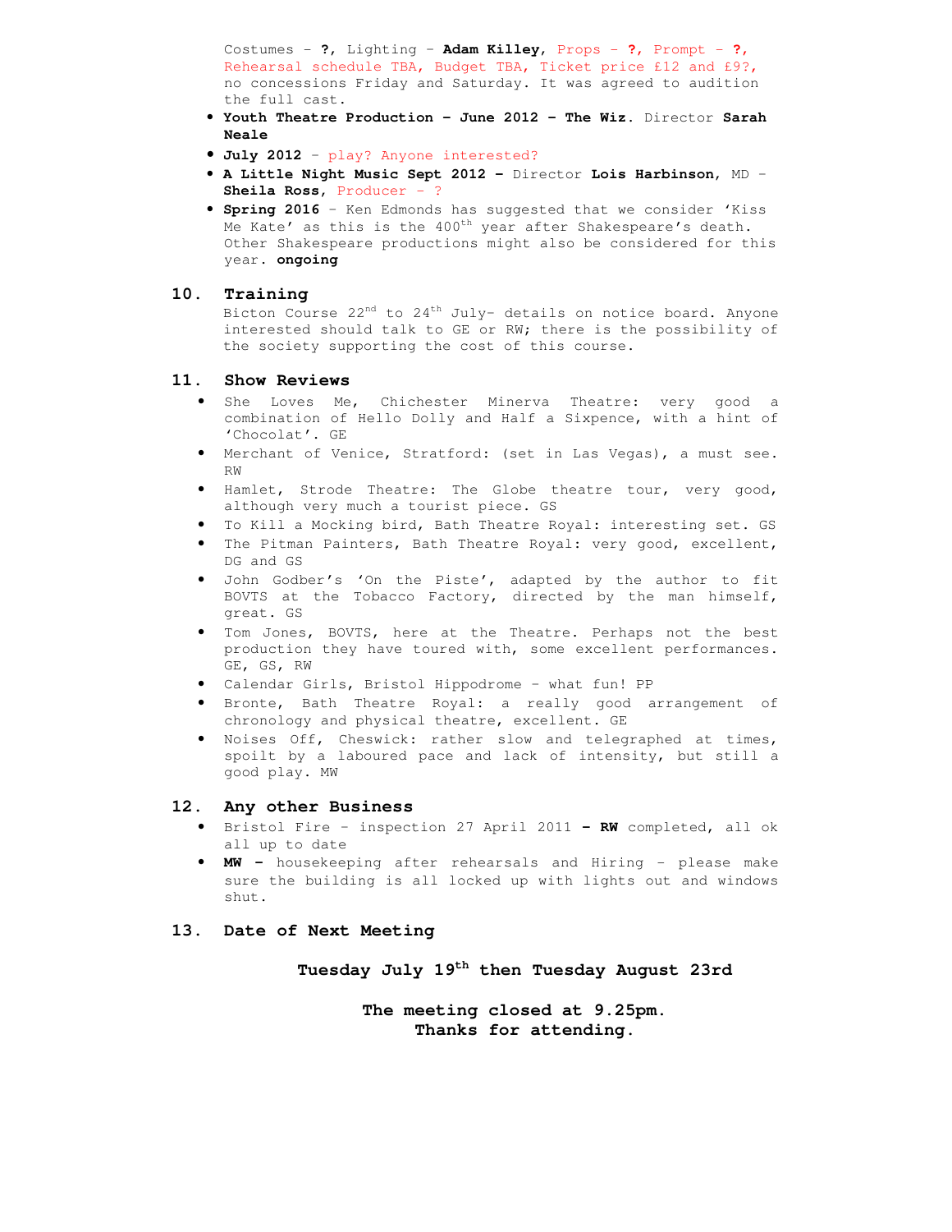Costumes – **?**, Lighting – **Adam Killey**, Props – **?**, Prompt – **?**, Rehearsal schedule TBA, Budget TBA, Ticket price £12 and £9?, no concessions Friday and Saturday. It was agreed to audition the full cast.

- **Youth Theatre Production – June 2012 – The Wiz**. Director **Sarah Neale**
- **July 2012** – play? Anyone interested?
- **A Little Night Music Sept 2012 –** Director **Lois Harbinson**, MD – **Sheila Ross**, Producer – ?
- **Spring 2016** – Ken Edmonds has suggested that we consider 'Kiss Me Kate' as this is the 400th year after Shakespeare's death. Other Shakespeare productions might also be considered for this year. **ongoing**

## 10. Training

Bicton Course 22nd to 24th July– details on notice board. Anyone interested should talk to GE or RW; there is the possibility of the society supporting the cost of this course.

## 11. Show Reviews

- She Loves Me, Chichester Minerva Theatre: very good a combination of Hello Dolly and Half a Sixpence, with a hint of 'Chocolat'. GE
- Merchant of Venice, Stratford: (set in Las Vegas), a must see. RW
- Hamlet, Strode Theatre: The Globe theatre tour, very good, although very much a tourist piece. GS
- To Kill a Mocking bird, Bath Theatre Royal: interesting set. GS
- The Pitman Painters, Bath Theatre Royal: very good, excellent, DG and GS
- John Godber's 'On the Piste', adapted by the author to fit BOVTS at the Tobacco Factory, directed by the man himself, great. GS
- Tom Jones, BOVTS, here at the Theatre. Perhaps not the best production they have toured with, some excellent performances. GE, GS, RW
- Calendar Girls, Bristol Hippodrome – what fun! PP
- Bronte, Bath Theatre Royal: a really good arrangement of chronology and physical theatre, excellent. GE
- Noises Off, Cheswick: rather slow and telegraphed at times, spoilt by a laboured pace and lack of intensity, but still a good play. MW

## 12. Any other Business

- Bristol Fire – inspection 27 April 2011 **– RW** completed, all ok all up to date
- **MW –** housekeeping after rehearsals and Hiring – please make sure the building is all locked up with lights out and windows shut.

## 13. Date of Next Meeting

**Tuesday July 19th then Tuesday August 23rd**

**The meeting closed at 9.25pm.**
**Thanks for attending.**